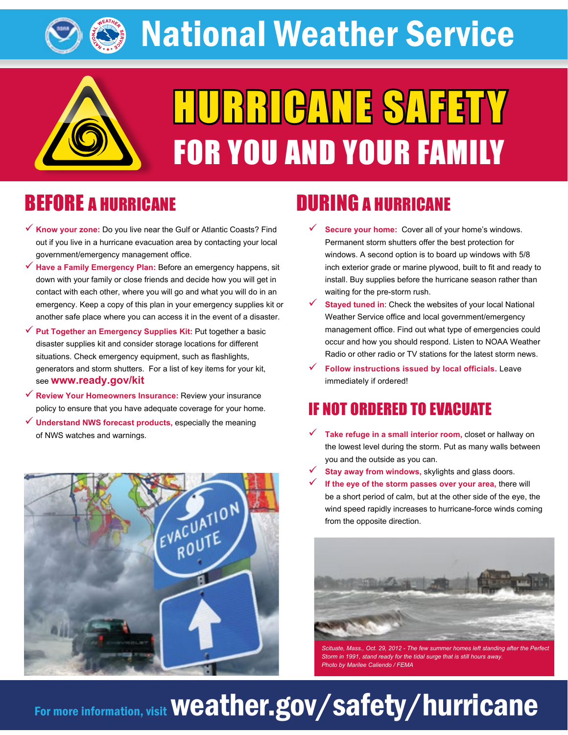# National Weather Service

# HURRICANE SAFETY
## FOR YOU AND YOUR FAMILY

## BEFORE A HURRICANE

- ✓ **Know your zone:** Do you live near the Gulf or Atlantic Coasts? Find out if you live in a hurricane evacuation area by contacting your local government/emergency management office.
- ✓ **Have a Family Emergency Plan:** Before an emergency happens, sit down with your family or close friends and decide how you will get in contact with each other, where you will go and what you will do in an emergency. Keep a copy of this plan in your emergency supplies kit or another safe place where you can access it in the event of a disaster.
- ✓ **Put Together an Emergency Supplies Kit:** Put together a basic disaster supplies kit and consider storage locations for different situations. Check emergency equipment, such as flashlights, generators and storm shutters. For a list of key items for your kit, see **www.ready.gov/kit**
- ✓ **Review Your Homeowners Insurance:** Review your insurance policy to ensure that you have adequate coverage for your home.
- ✓ **Understand NWS forecast products,** especially the meaning of NWS watches and warnings.

## DURING A HURRICANE

- ✓ **Secure your home:** Cover all of your home's windows. Permanent storm shutters offer the best protection for windows. A second option is to board up windows with 5/8 inch exterior grade or marine plywood, built to fit and ready to install. Buy supplies before the hurricane season rather than waiting for the pre-storm rush.
- ✓ **Stayed tuned in:** Check the websites of your local National Weather Service office and local government/emergency management office. Find out what type of emergencies could occur and how you should respond. Listen to NOAA Weather Radio or other radio or TV stations for the latest storm news.
- ✓ **Follow instructions issued by local officials.** Leave immediately if ordered!

## IF NOT ORDERED TO EVACUATE

- ✓ **Take refuge in a small interior room,** closet or hallway on the lowest level during the storm. Put as many walls between you and the outside as you can.
- ✓ **Stay away from windows,** skylights and glass doors.
- ✓ **If the eye of the storm passes over your area,** there will be a short period of calm, but at the other side of the eye, the wind speed rapidly increases to hurricane-force winds coming from the opposite direction.

*Scituate, Mass., Oct. 29, 2012 - The few summer homes left standing after the Perfect Storm in 1991, stand ready for the tidal surge that is still hours away. Photo by Marilee Caliendo / FEMA*

For more information, visit **weather.gov/safety/hurricane**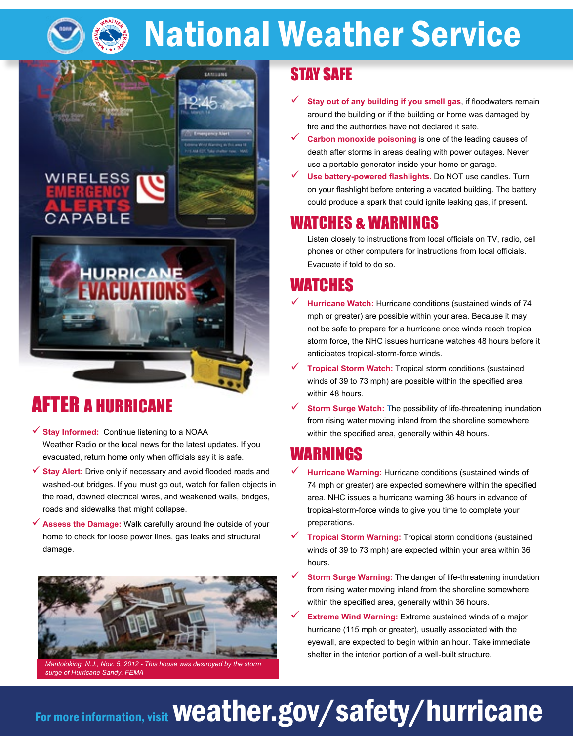# National Weather Service

## AFTER A HURRICANE

- **Stay Informed:** Continue listening to a NOAA Weather Radio or the local news for the latest updates. If you evacuated, return home only when officials say it is safe.
- **Stay Alert:** Drive only if necessary and avoid flooded roads and washed-out bridges. If you must go out, watch for fallen objects in the road, downed electrical wires, and weakened walls, bridges, roads and sidewalks that might collapse.
- **Assess the Damage:** Walk carefully around the outside of your home to check for loose power lines, gas leaks and structural damage.

*Mantoloking, N.J., Nov. 5, 2012 - This house was destroyed by the storm surge of Hurricane Sandy. FEMA*

## STAY SAFE

- **Stay out of any building if you smell gas**, if floodwaters remain around the building or if the building or home was damaged by fire and the authorities have not declared it safe.
- **Carbon monoxide poisoning** is one of the leading causes of death after storms in areas dealing with power outages. Never use a portable generator inside your home or garage.
- **Use battery-powered flashlights.** Do NOT use candles. Turn on your flashlight before entering a vacated building. The battery could produce a spark that could ignite leaking gas, if present.

## WATCHES & WARNINGS

Listen closely to instructions from local officials on TV, radio, cell phones or other computers for instructions from local officials. Evacuate if told to do so.

## WATCHES

- **Hurricane Watch:** Hurricane conditions (sustained winds of 74 mph or greater) are possible within your area. Because it may not be safe to prepare for a hurricane once winds reach tropical storm force, the NHC issues hurricane watches 48 hours before it anticipates tropical-storm-force winds.
- **Tropical Storm Watch:** Tropical storm conditions (sustained winds of 39 to 73 mph) are possible within the specified area within 48 hours.
- **Storm Surge Watch:** The possibility of life-threatening inundation from rising water moving inland from the shoreline somewhere within the specified area, generally within 48 hours.

## WARNINGS

- **Hurricane Warning:** Hurricane conditions (sustained winds of 74 mph or greater) are expected somewhere within the specified area. NHC issues a hurricane warning 36 hours in advance of tropical-storm-force winds to give you time to complete your preparations.
- **Tropical Storm Warning:** Tropical storm conditions (sustained winds of 39 to 73 mph) are expected within your area within 36 hours.
- **Storm Surge Warning:** The danger of life-threatening inundation from rising water moving inland from the shoreline somewhere within the specified area, generally within 36 hours.
- **Extreme Wind Warning:** Extreme sustained winds of a major hurricane (115 mph or greater), usually associated with the eyewall, are expected to begin within an hour. Take immediate shelter in the interior portion of a well-built structure.

For more information, visit **weather.gov/safety/hurricane**